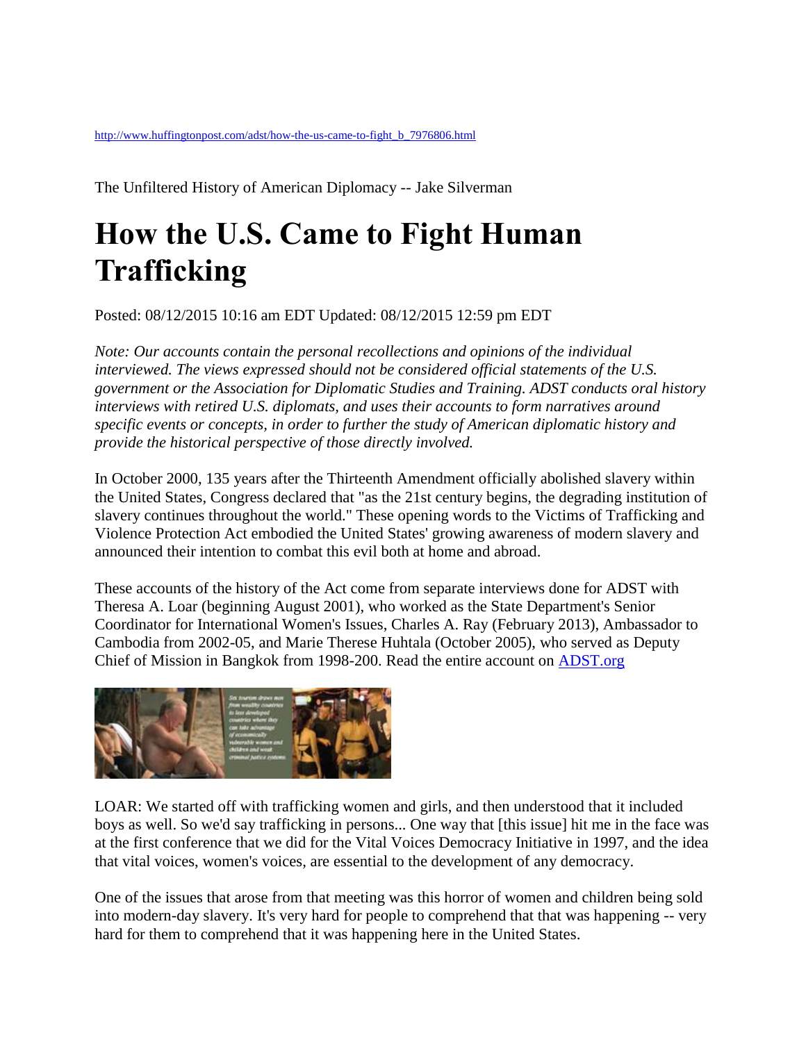http://www.huffingtonpost.com/adst/how-the-us-came-to-fight_b_7976806.html

The Unfiltered History of American Diplomacy -- Jake Silverman

# How the U.S. Came to Fight Human Trafficking

Posted: 08/12/2015 10:16 am EDT Updated: 08/12/2015 12:59 pm EDT

*Note: Our accounts contain the personal recollections and opinions of the individual interviewed. The views expressed should not be considered official statements of the U.S. government or the Association for Diplomatic Studies and Training. ADST conducts oral history interviews with retired U.S. diplomats, and uses their accounts to form narratives around specific events or concepts, in order to further the study of American diplomatic history and provide the historical perspective of those directly involved.*

In October 2000, 135 years after the Thirteenth Amendment officially abolished slavery within the United States, Congress declared that "as the 21st century begins, the degrading institution of slavery continues throughout the world." These opening words to the Victims of Trafficking and Violence Protection Act embodied the United States' growing awareness of modern slavery and announced their intention to combat this evil both at home and abroad.

These accounts of the history of the Act come from separate interviews done for ADST with Theresa A. Loar (beginning August 2001), who worked as the State Department's Senior Coordinator for International Women's Issues, Charles A. Ray (February 2013), Ambassador to Cambodia from 2002-05, and Marie Therese Huhtala (October 2005), who served as Deputy Chief of Mission in Bangkok from 1998-200. Read the entire account on [ADST.org](ADST.org)

Sex tourism draws men from wealthy countries to less developed countries where they can take advantage of economically vulnerable women and children and weak criminal justice systems.

LOAR: We started off with trafficking women and girls, and then understood that it included boys as well. So we'd say trafficking in persons... One way that [this issue] hit me in the face was at the first conference that we did for the Vital Voices Democracy Initiative in 1997, and the idea that vital voices, women's voices, are essential to the development of any democracy.

One of the issues that arose from that meeting was this horror of women and children being sold into modern-day slavery. It's very hard for people to comprehend that that was happening -- very hard for them to comprehend that it was happening here in the United States.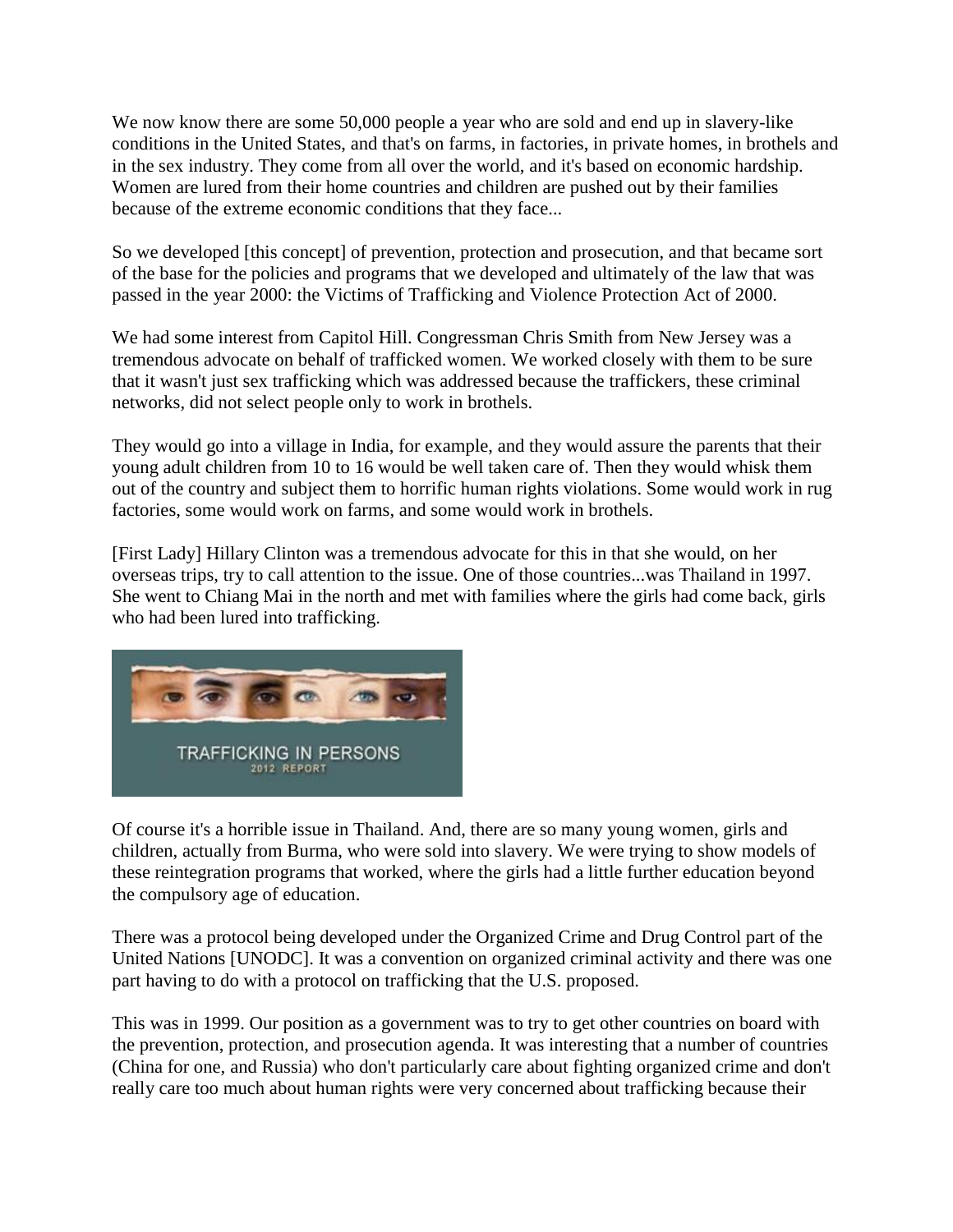We now know there are some 50,000 people a year who are sold and end up in slavery-like conditions in the United States, and that's on farms, in factories, in private homes, in brothels and in the sex industry. They come from all over the world, and it's based on economic hardship. Women are lured from their home countries and children are pushed out by their families because of the extreme economic conditions that they face...

So we developed [this concept] of prevention, protection and prosecution, and that became sort of the base for the policies and programs that we developed and ultimately of the law that was passed in the year 2000: the Victims of Trafficking and Violence Protection Act of 2000.

We had some interest from Capitol Hill. Congressman Chris Smith from New Jersey was a tremendous advocate on behalf of trafficked women. We worked closely with them to be sure that it wasn't just sex trafficking which was addressed because the traffickers, these criminal networks, did not select people only to work in brothels.

They would go into a village in India, for example, and they would assure the parents that their young adult children from 10 to 16 would be well taken care of. Then they would whisk them out of the country and subject them to horrific human rights violations. Some would work in rug factories, some would work on farms, and some would work in brothels.

[First Lady] Hillary Clinton was a tremendous advocate for this in that she would, on her overseas trips, try to call attention to the issue. One of those countries...was Thailand in 1997. She went to Chiang Mai in the north and met with families where the girls had come back, girls who had been lured into trafficking.

Of course it's a horrible issue in Thailand. And, there are so many young women, girls and children, actually from Burma, who were sold into slavery. We were trying to show models of these reintegration programs that worked, where the girls had a little further education beyond the compulsory age of education.

There was a protocol being developed under the Organized Crime and Drug Control part of the United Nations [UNODC]. It was a convention on organized criminal activity and there was one part having to do with a protocol on trafficking that the U.S. proposed.

This was in 1999. Our position as a government was to try to get other countries on board with the prevention, protection, and prosecution agenda. It was interesting that a number of countries (China for one, and Russia) who don't particularly care about fighting organized crime and don't really care too much about human rights were very concerned about trafficking because their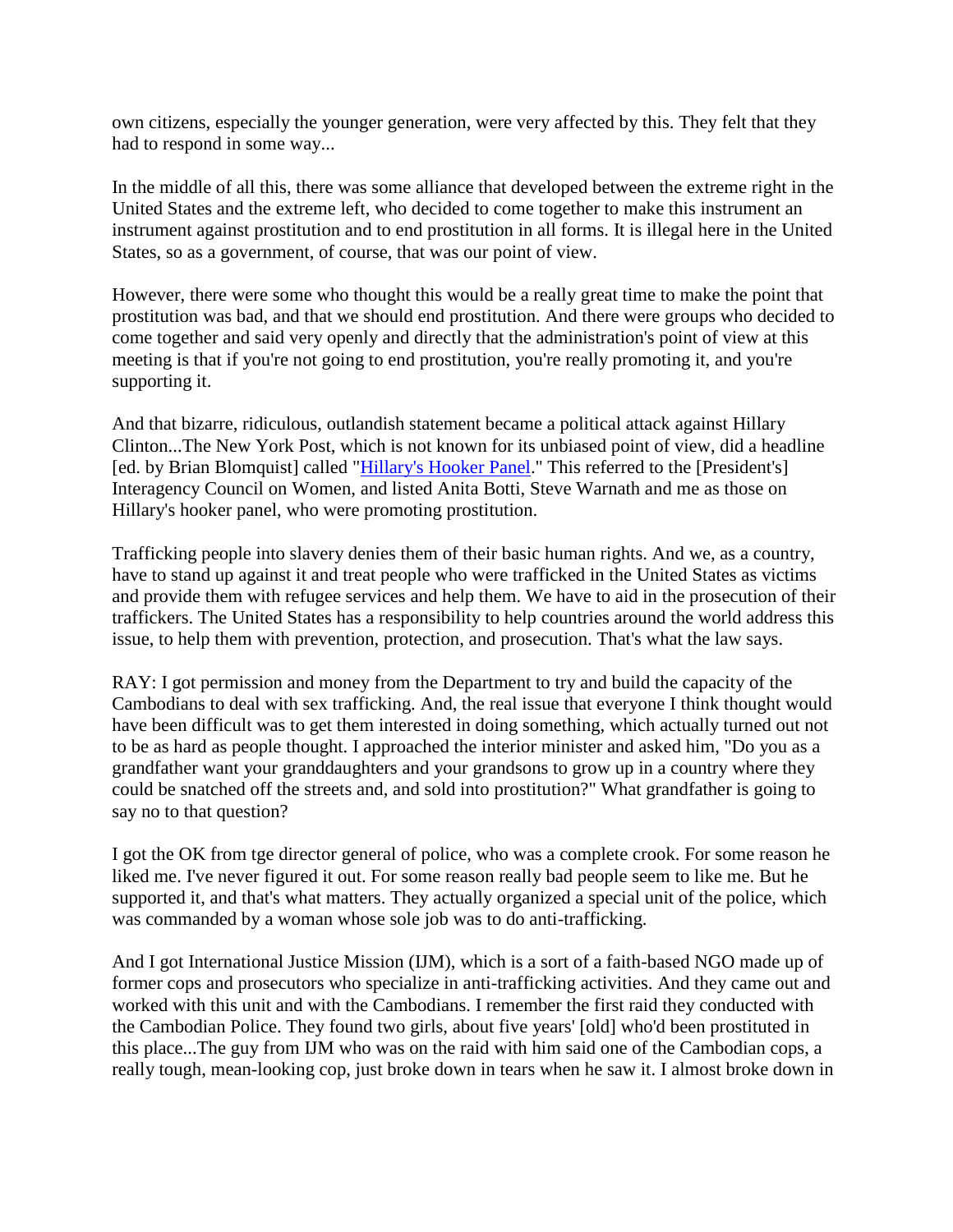own citizens, especially the younger generation, were very affected by this. They felt that they had to respond in some way...

In the middle of all this, there was some alliance that developed between the extreme right in the United States and the extreme left, who decided to come together to make this instrument an instrument against prostitution and to end prostitution in all forms. It is illegal here in the United States, so as a government, of course, that was our point of view.

However, there were some who thought this would be a really great time to make the point that prostitution was bad, and that we should end prostitution. And there were groups who decided to come together and said very openly and directly that the administration's point of view at this meeting is that if you're not going to end prostitution, you're really promoting it, and you're supporting it.

And that bizarre, ridiculous, outlandish statement became a political attack against Hillary Clinton...The New York Post, which is not known for its unbiased point of view, did a headline [ed. by Brian Blomquist] called "Hillary's Hooker Panel." This referred to the [President's] Interagency Council on Women, and listed Anita Botti, Steve Warnath and me as those on Hillary's hooker panel, who were promoting prostitution.

Trafficking people into slavery denies them of their basic human rights. And we, as a country, have to stand up against it and treat people who were trafficked in the United States as victims and provide them with refugee services and help them. We have to aid in the prosecution of their traffickers. The United States has a responsibility to help countries around the world address this issue, to help them with prevention, protection, and prosecution. That's what the law says.

RAY: I got permission and money from the Department to try and build the capacity of the Cambodians to deal with sex trafficking. And, the real issue that everyone I think thought would have been difficult was to get them interested in doing something, which actually turned out not to be as hard as people thought. I approached the interior minister and asked him, "Do you as a grandfather want your granddaughters and your grandsons to grow up in a country where they could be snatched off the streets and, and sold into prostitution?" What grandfather is going to say no to that question?

I got the OK from tge director general of police, who was a complete crook. For some reason he liked me. I've never figured it out. For some reason really bad people seem to like me. But he supported it, and that's what matters. They actually organized a special unit of the police, which was commanded by a woman whose sole job was to do anti-trafficking.

And I got International Justice Mission (IJM), which is a sort of a faith-based NGO made up of former cops and prosecutors who specialize in anti-trafficking activities. And they came out and worked with this unit and with the Cambodians. I remember the first raid they conducted with the Cambodian Police. They found two girls, about five years' [old] who'd been prostituted in this place...The guy from IJM who was on the raid with him said one of the Cambodian cops, a really tough, mean-looking cop, just broke down in tears when he saw it. I almost broke down in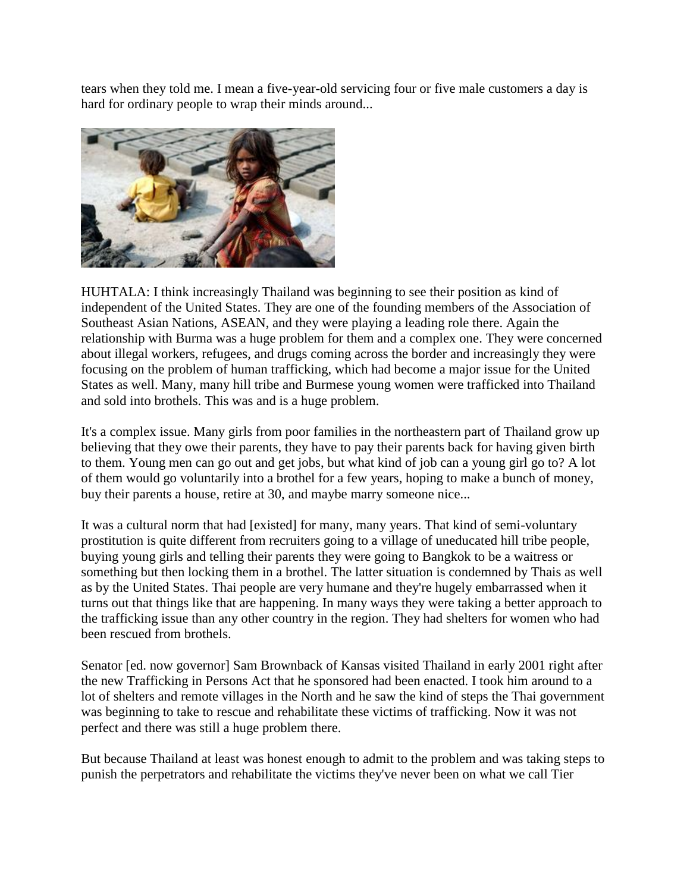tears when they told me. I mean a five-year-old servicing four or five male customers a day is hard for ordinary people to wrap their minds around...

HUHTALA: I think increasingly Thailand was beginning to see their position as kind of independent of the United States. They are one of the founding members of the Association of Southeast Asian Nations, ASEAN, and they were playing a leading role there. Again the relationship with Burma was a huge problem for them and a complex one. They were concerned about illegal workers, refugees, and drugs coming across the border and increasingly they were focusing on the problem of human trafficking, which had become a major issue for the United States as well. Many, many hill tribe and Burmese young women were trafficked into Thailand and sold into brothels. This was and is a huge problem.

It's a complex issue. Many girls from poor families in the northeastern part of Thailand grow up believing that they owe their parents, they have to pay their parents back for having given birth to them. Young men can go out and get jobs, but what kind of job can a young girl go to? A lot of them would go voluntarily into a brothel for a few years, hoping to make a bunch of money, buy their parents a house, retire at 30, and maybe marry someone nice...

It was a cultural norm that had [existed] for many, many years. That kind of semi-voluntary prostitution is quite different from recruiters going to a village of uneducated hill tribe people, buying young girls and telling their parents they were going to Bangkok to be a waitress or something but then locking them in a brothel. The latter situation is condemned by Thais as well as by the United States. Thai people are very humane and they're hugely embarrassed when it turns out that things like that are happening. In many ways they were taking a better approach to the trafficking issue than any other country in the region. They had shelters for women who had been rescued from brothels.

Senator [ed. now governor] Sam Brownback of Kansas visited Thailand in early 2001 right after the new Trafficking in Persons Act that he sponsored had been enacted. I took him around to a lot of shelters and remote villages in the North and he saw the kind of steps the Thai government was beginning to take to rescue and rehabilitate these victims of trafficking. Now it was not perfect and there was still a huge problem there.

But because Thailand at least was honest enough to admit to the problem and was taking steps to punish the perpetrators and rehabilitate the victims they've never been on what we call Tier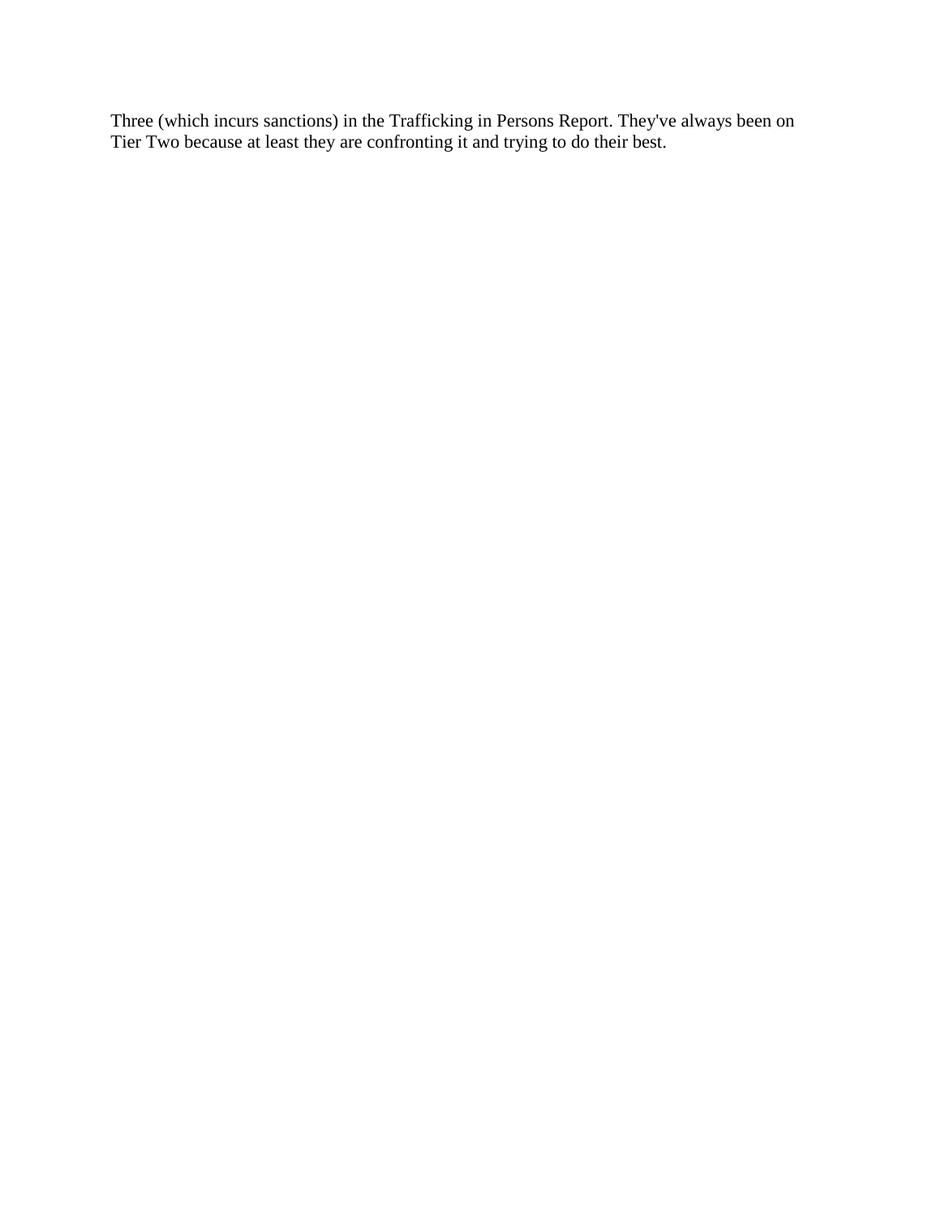Three (which incurs sanctions) in the Trafficking in Persons Report. They've always been on Tier Two because at least they are confronting it and trying to do their best.